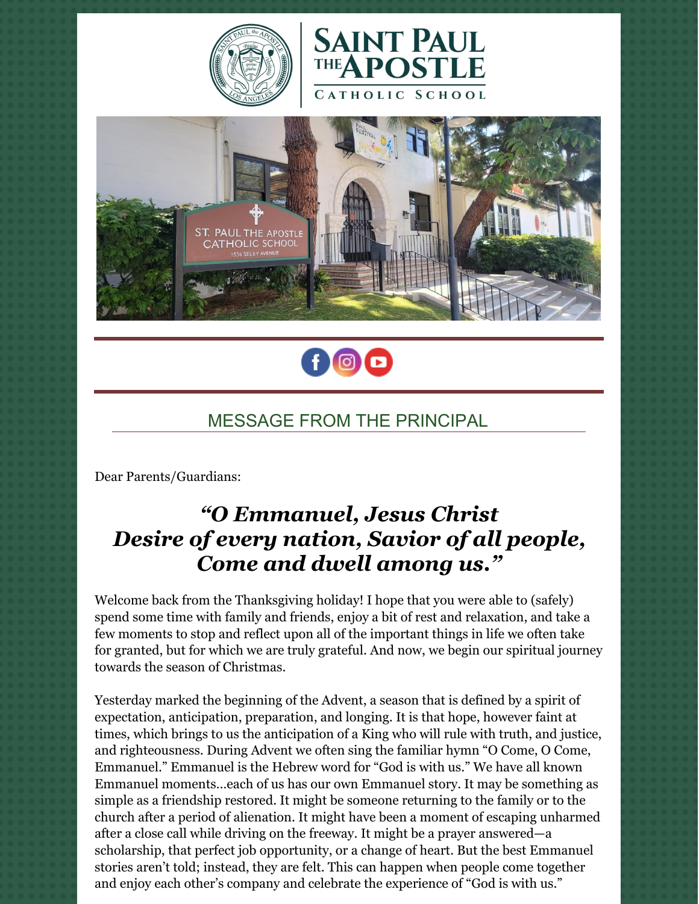# Saint Paul the Apostle Catholic School

## MESSAGE FROM THE PRINCIPAL

Dear Parents/Guardians:

### *"O Emmanuel, Jesus Christ Desire of every nation, Savior of all people, Come and dwell among us."*

Welcome back from the Thanksgiving holiday! I hope that you were able to (safely) spend some time with family and friends, enjoy a bit of rest and relaxation, and take a few moments to stop and reflect upon all of the important things in life we often take for granted, but for which we are truly grateful. And now, we begin our spiritual journey towards the season of Christmas.

Yesterday marked the beginning of the Advent, a season that is defined by a spirit of expectation, anticipation, preparation, and longing. It is that hope, however faint at times, which brings to us the anticipation of a King who will rule with truth, and justice, and righteousness. During Advent we often sing the familiar hymn "O Come, O Come, Emmanuel." Emmanuel is the Hebrew word for "God is with us." We have all known Emmanuel moments…each of us has our own Emmanuel story. It may be something as simple as a friendship restored. It might be someone returning to the family or to the church after a period of alienation. It might have been a moment of escaping unharmed after a close call while driving on the freeway. It might be a prayer answered—a scholarship, that perfect job opportunity, or a change of heart. But the best Emmanuel stories aren't told; instead, they are felt. This can happen when people come together and enjoy each other's company and celebrate the experience of "God is with us."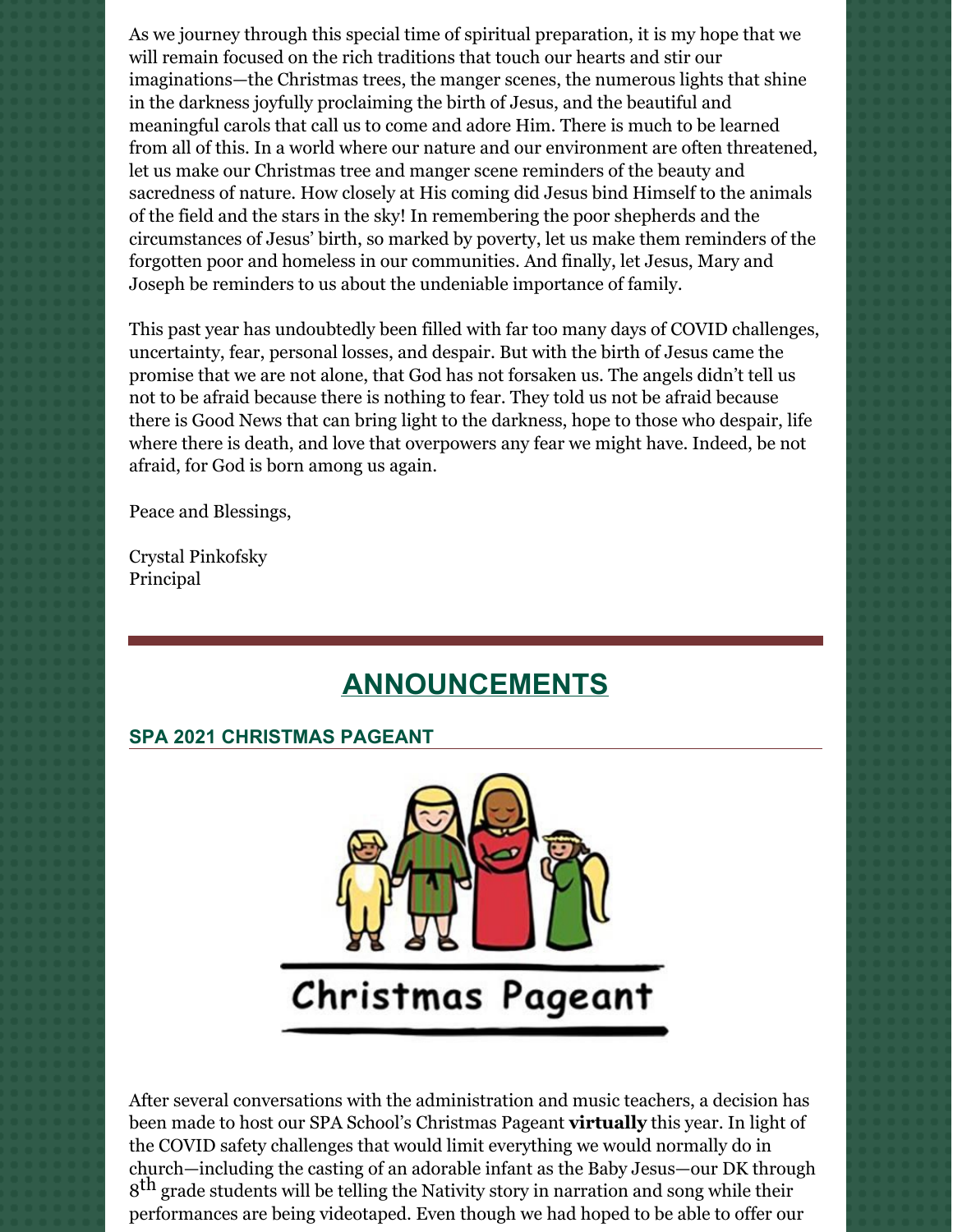As we journey through this special time of spiritual preparation, it is my hope that we will remain focused on the rich traditions that touch our hearts and stir our imaginations—the Christmas trees, the manger scenes, the numerous lights that shine in the darkness joyfully proclaiming the birth of Jesus, and the beautiful and meaningful carols that call us to come and adore Him. There is much to be learned from all of this. In a world where our nature and our environment are often threatened, let us make our Christmas tree and manger scene reminders of the beauty and sacredness of nature. How closely at His coming did Jesus bind Himself to the animals of the field and the stars in the sky! In remembering the poor shepherds and the circumstances of Jesus' birth, so marked by poverty, let us make them reminders of the forgotten poor and homeless in our communities. And finally, let Jesus, Mary and Joseph be reminders to us about the undeniable importance of family.

This past year has undoubtedly been filled with far too many days of COVID challenges, uncertainty, fear, personal losses, and despair. But with the birth of Jesus came the promise that we are not alone, that God has not forsaken us. The angels didn't tell us not to be afraid because there is nothing to fear. They told us not be afraid because there is Good News that can bring light to the darkness, hope to those who despair, life where there is death, and love that overpowers any fear we might have. Indeed, be not afraid, for God is born among us again.

Peace and Blessings,

Crystal Pinkofsky
Principal

---

# ANNOUNCEMENTS

### SPA 2021 CHRISTMAS PAGEANT

Christmas Pageant

After several conversations with the administration and music teachers, a decision has been made to host our SPA School's Christmas Pageant **virtually** this year. In light of the COVID safety challenges that would limit everything we would normally do in church—including the casting of an adorable infant as the Baby Jesus—our DK through 8th grade students will be telling the Nativity story in narration and song while their performances are being videotaped. Even though we had hoped to be able to offer our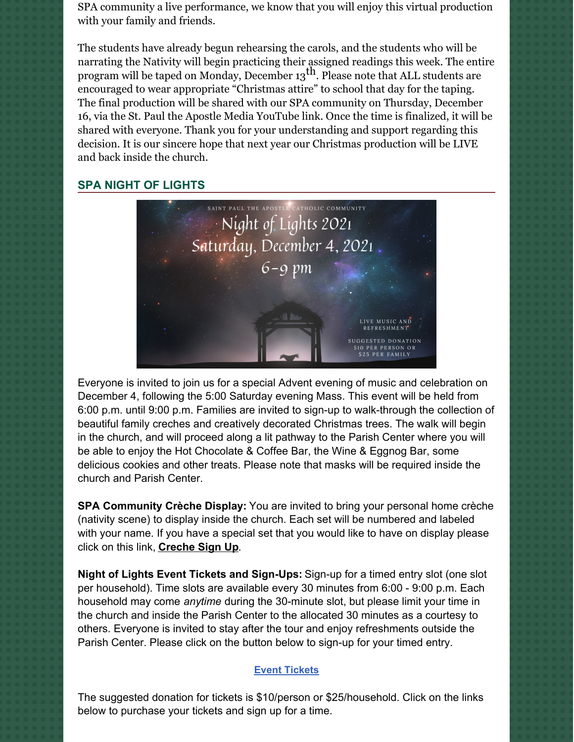SPA community a live performance, we know that you will enjoy this virtual production with your family and friends.

The students have already begun rehearsing the carols, and the students who will be narrating the Nativity will begin practicing their assigned readings this week. The entire program will be taped on Monday, December 13th. Please note that ALL students are encouraged to wear appropriate "Christmas attire" to school that day for the taping. The final production will be shared with our SPA community on Thursday, December 16, via the St. Paul the Apostle Media YouTube link. Once the time is finalized, it will be shared with everyone. Thank you for your understanding and support regarding this decision. It is our sincere hope that next year our Christmas production will be LIVE and back inside the church.

## SPA NIGHT OF LIGHTS

SAINT PAUL THE APOSTLE CATHOLIC COMMUNITY

Night of Lights 2021
Saturday, December 4, 2021
6–9 pm

LIVE MUSIC AND REFRESHMENT

SUGGESTED DONATION $10 PER PERSON OR $25 PER FAMILY

Everyone is invited to join us for a special Advent evening of music and celebration on December 4, following the 5:00 Saturday evening Mass. This event will be held from 6:00 p.m. until 9:00 p.m. Families are invited to sign-up to walk-through the collection of beautiful family creches and creatively decorated Christmas trees. The walk will begin in the church, and will proceed along a lit pathway to the Parish Center where you will be able to enjoy the Hot Chocolate & Coffee Bar, the Wine & Eggnog Bar, some delicious cookies and other treats. Please note that masks will be required inside the church and Parish Center.

**SPA Community Crèche Display:** You are invited to bring your personal home crèche (nativity scene) to display inside the church. Each set will be numbered and labeled with your name. If you have a special set that you would like to have on display please click on this link, **Creche Sign Up**.

**Night of Lights Event Tickets and Sign-Ups:** Sign-up for a timed entry slot (one slot per household). Time slots are available every 30 minutes from 6:00 - 9:00 p.m. Each household may come *anytime* during the 30-minute slot, but please limit your time in the church and inside the Parish Center to the allocated 30 minutes as a courtesy to others. Everyone is invited to stay after the tour and enjoy refreshments outside the Parish Center. Please click on the button below to sign-up for your timed entry.

**Event Tickets**

The suggested donation for tickets is $10/person or $25/household. Click on the links below to purchase your tickets and sign up for a time.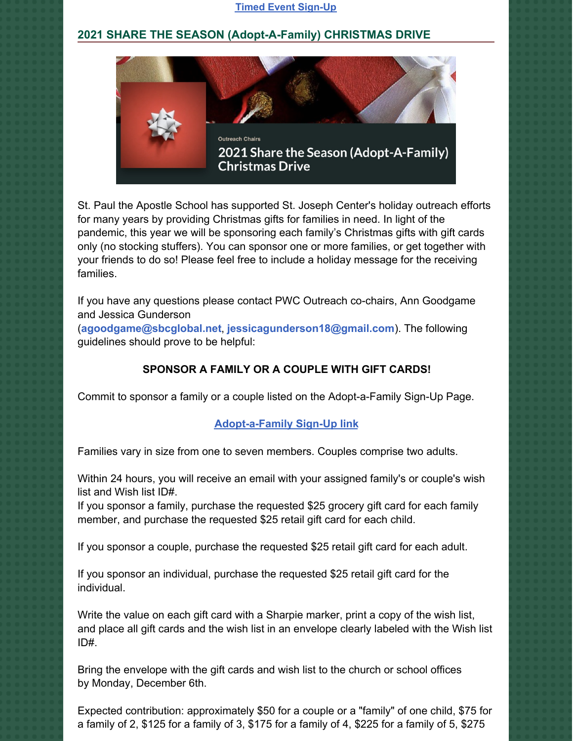[Timed Event Sign-Up]

## 2021 SHARE THE SEASON (Adopt-A-Family) CHRISTMAS DRIVE

Outreach Chairs

2021 Share the Season (Adopt-A-Family) Christmas Drive

St. Paul the Apostle School has supported St. Joseph Center's holiday outreach efforts for many years by providing Christmas gifts for families in need. In light of the pandemic, this year we will be sponsoring each family's Christmas gifts with gift cards only (no stocking stuffers). You can sponsor one or more families, or get together with your friends to do so! Please feel free to include a holiday message for the receiving families.

If you have any questions please contact PWC Outreach co-chairs, Ann Goodgame and Jessica Gunderson (**agoodgame@sbcglobal.net**, **jessicagunderson18@gmail.com**). The following guidelines should prove to be helpful:

**SPONSOR A FAMILY OR A COUPLE WITH GIFT CARDS!**

Commit to sponsor a family or a couple listed on the Adopt-a-Family Sign-Up Page.

[Adopt-a-Family Sign-Up link]

Families vary in size from one to seven members. Couples comprise two adults.

Within 24 hours, you will receive an email with your assigned family's or couple's wish list and Wish list ID#.
If you sponsor a family, purchase the requested $25 grocery gift card for each family member, and purchase the requested $25 retail gift card for each child.

If you sponsor a couple, purchase the requested $25 retail gift card for each adult.

If you sponsor an individual, purchase the requested $25 retail gift card for the individual.

Write the value on each gift card with a Sharpie marker, print a copy of the wish list, and place all gift cards and the wish list in an envelope clearly labeled with the Wish list ID#.

Bring the envelope with the gift cards and wish list to the church or school offices by Monday, December 6th.

Expected contribution: approximately $50 for a couple or a "family" of one child, $75 for a family of 2, $125 for a family of 3, $175 for a family of 4, $225 for a family of 5, $275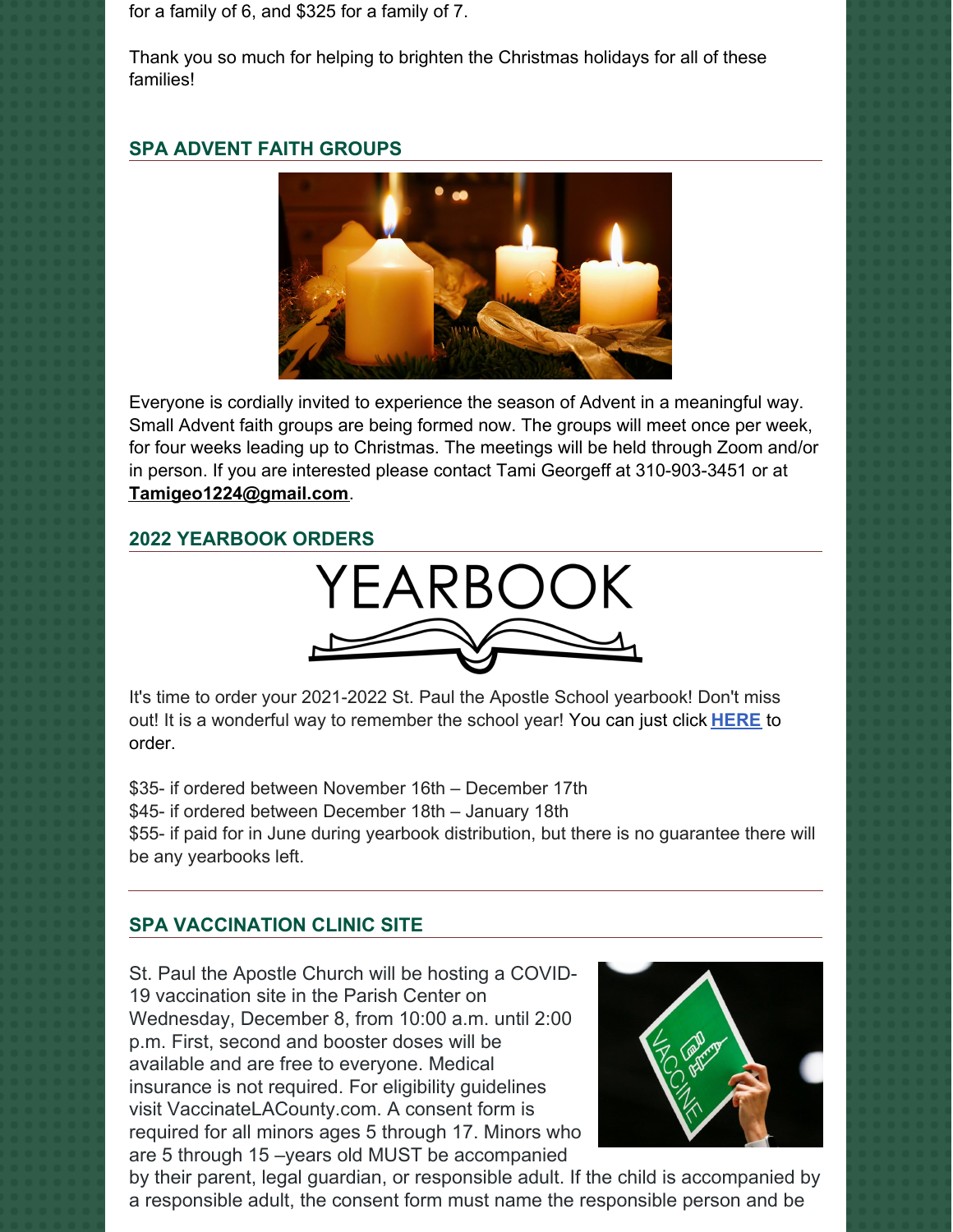for a family of 6, and $325 for a family of 7.

Thank you so much for helping to brighten the Christmas holidays for all of these families!

### SPA ADVENT FAITH GROUPS

Everyone is cordially invited to experience the season of Advent in a meaningful way. Small Advent faith groups are being formed now. The groups will meet once per week, for four weeks leading up to Christmas. The meetings will be held through Zoom and/or in person. If you are interested please contact Tami Georgeff at 310-903-3451 or at **Tamigeo1224@gmail.com**.

### 2022 YEARBOOK ORDERS

It's time to order your 2021-2022 St. Paul the Apostle School yearbook! Don't miss out! It is a wonderful way to remember the school year! You can just click **HERE** to order.

$35- if ordered between November 16th – December 17th
$45- if ordered between December 18th – January 18th
$55- if paid for in June during yearbook distribution, but there is no guarantee there will be any yearbooks left.

---

### SPA VACCINATION CLINIC SITE

St. Paul the Apostle Church will be hosting a COVID-19 vaccination site in the Parish Center on Wednesday, December 8, from 10:00 a.m. until 2:00 p.m. First, second and booster doses will be available and are free to everyone. Medical insurance is not required. For eligibility guidelines visit VaccinateLACounty.com. A consent form is required for all minors ages 5 through 17. Minors who are 5 through 15 –years old MUST be accompanied by their parent, legal guardian, or responsible adult. If the child is accompanied by a responsible adult, the consent form must name the responsible person and be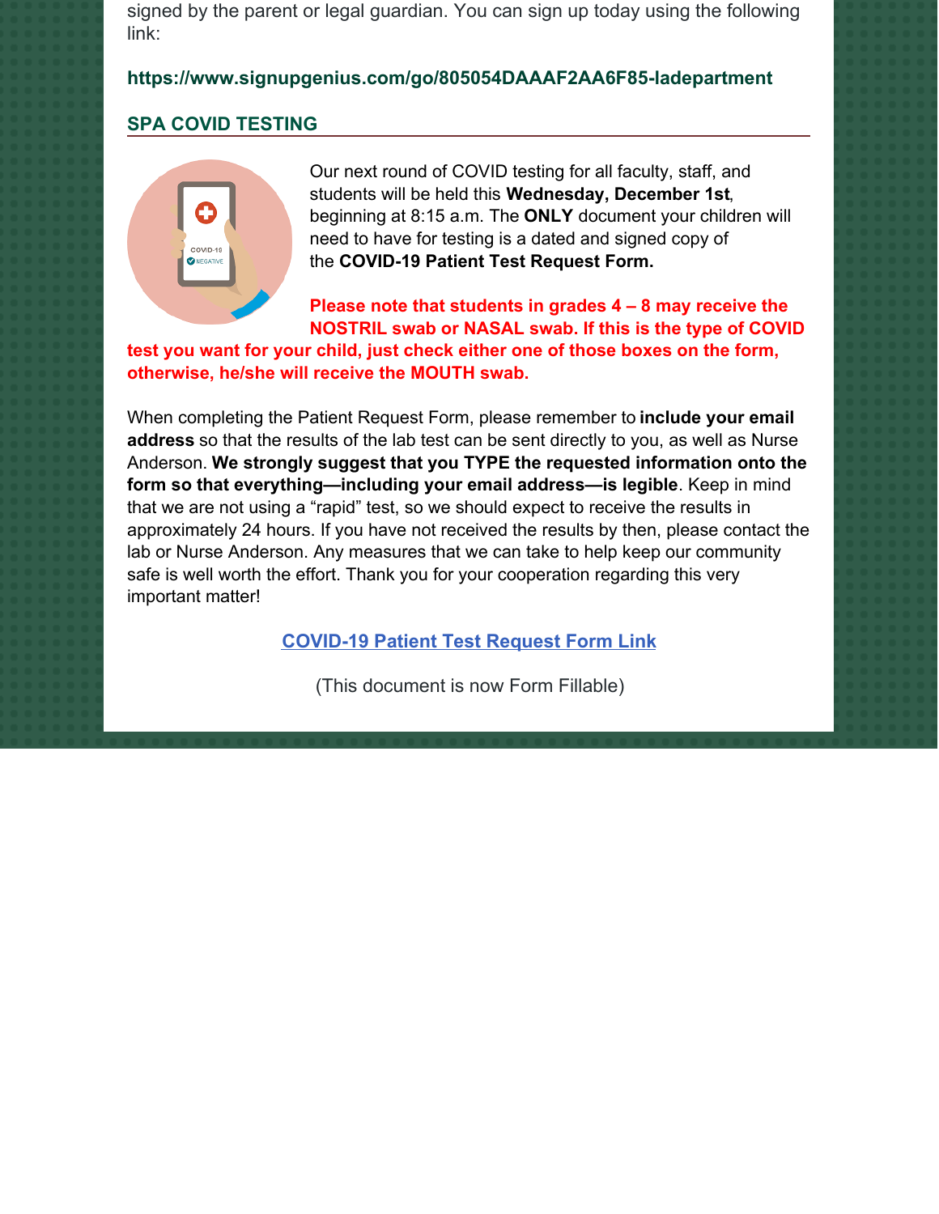signed by the parent or legal guardian. You can sign up today using the following link:

**https://www.signupgenius.com/go/805054DAAAF2AA6F85-ladepartment**

## SPA COVID TESTING

Our next round of COVID testing for all faculty, staff, and students will be held this **Wednesday, December 1st**, beginning at 8:15 a.m. The **ONLY** document your children will need to have for testing is a dated and signed copy of the **COVID-19 Patient Test Request Form.**

**Please note that students in grades 4 – 8 may receive the NOSTRIL swab or NASAL swab. If this is the type of COVID test you want for your child, just check either one of those boxes on the form, otherwise, he/she will receive the MOUTH swab.**

When completing the Patient Request Form, please remember to **include your email address** so that the results of the lab test can be sent directly to you, as well as Nurse Anderson. **We strongly suggest that you TYPE the requested information onto the form so that everything—including your email address—is legible**. Keep in mind that we are not using a "rapid" test, so we should expect to receive the results in approximately 24 hours. If you have not received the results by then, please contact the lab or Nurse Anderson. Any measures that we can take to help keep our community safe is well worth the effort. Thank you for your cooperation regarding this very important matter!

COVID-19 Patient Test Request Form Link

(This document is now Form Fillable)